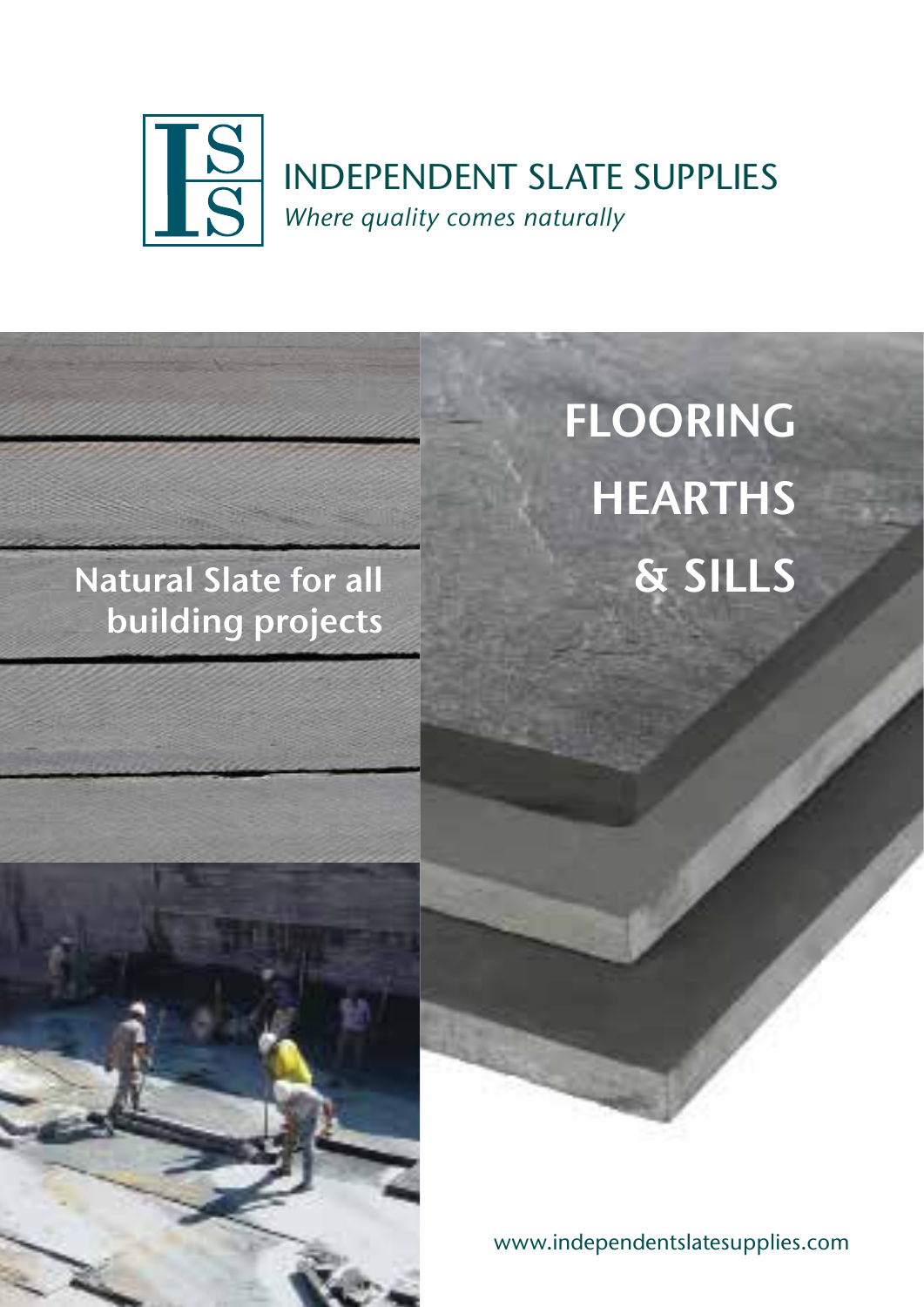# INDEPENDENT SLATE SUPPLIES

*Where quality comes naturally*

## FLOORING HEARTHS & SILLS

**Natural Slate for all building projects**

www.independentslatesupplies.com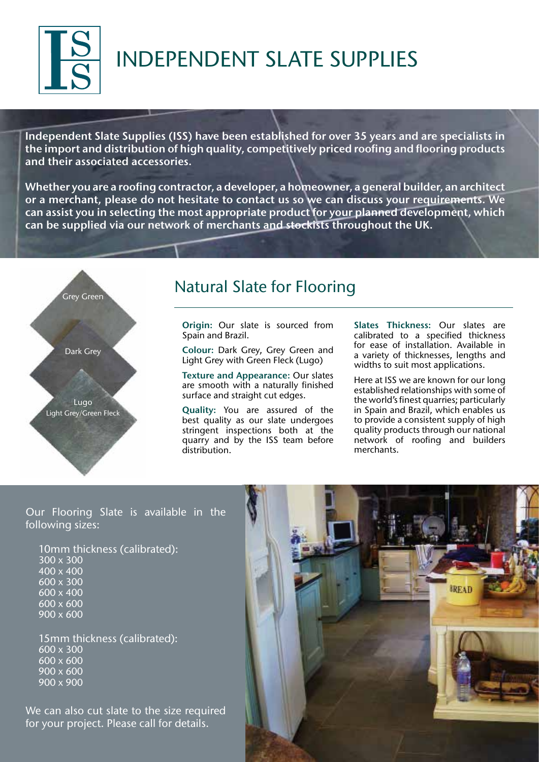# INDEPENDENT SLATE SUPPLIES

**Independent Slate Supplies (ISS) have been established for over 35 years and are specialists in the import and distribution of high quality, competitively priced roofing and flooring products and their associated accessories.**

**Whether you are a roofing contractor, a developer, a homeowner, a general builder, an architect or a merchant, please do not hesitate to contact us so we can discuss your requirements. We can assist you in selecting the most appropriate product for your planned development, which can be supplied via our network of merchants and stockists throughout the UK.**

Grey Green

Dark Grey

Lugo
Light Grey/Green Fleck

## Natural Slate for Flooring

**Origin:** Our slate is sourced from Spain and Brazil.

**Colour:** Dark Grey, Grey Green and Light Grey with Green Fleck (Lugo)

**Texture and Appearance:** Our slates are smooth with a naturally finished surface and straight cut edges.

**Quality:** You are assured of the best quality as our slate undergoes stringent inspections both at the quarry and by the ISS team before distribution.

**Slates Thickness:** Our slates are calibrated to a specified thickness for ease of installation. Available in a variety of thicknesses, lengths and widths to suit most applications.

Here at ISS we are known for our long established relationships with some of the world's finest quarries; particularly in Spain and Brazil, which enables us to provide a consistent supply of high quality products through our national network of roofing and builders merchants.

Our Flooring Slate is available in the following sizes:

10mm thickness (calibrated):
300 x 300
400 x 400
600 x 300
600 x 400
600 x 600
900 x 600

15mm thickness (calibrated):
600 x 300
600 x 600
900 x 600
900 x 900

We can also cut slate to the size required for your project. Please call for details.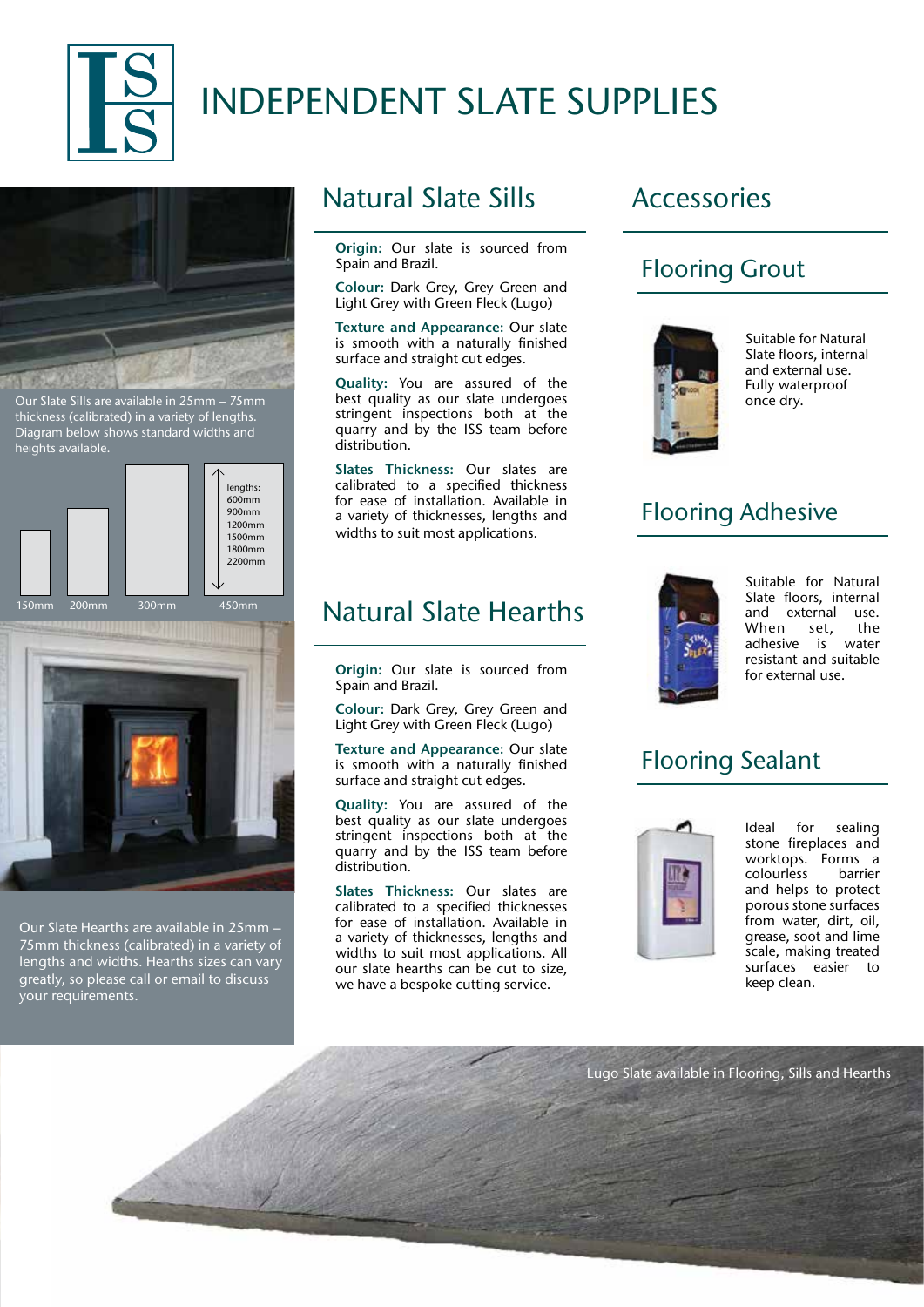# INDEPENDENT SLATE SUPPLIES

Our Slate Sills are available in 25mm – 75mm thickness (calibrated) in a variety of lengths. Diagram below shows standard widths and heights available.

lengths:
600mm
900mm
1200mm
1500mm
1800mm
2200mm

150mm 200mm 300mm 450mm

Our Slate Hearths are available in 25mm – 75mm thickness (calibrated) in a variety of lengths and widths. Hearths sizes can vary greatly, so please call or email to discuss your requirements.

## Natural Slate Sills

**Origin:** Our slate is sourced from Spain and Brazil.

**Colour:** Dark Grey, Grey Green and Light Grey with Green Fleck (Lugo)

**Texture and Appearance:** Our slate is smooth with a naturally finished surface and straight cut edges.

**Quality:** You are assured of the best quality as our slate undergoes stringent inspections both at the quarry and by the ISS team before distribution.

**Slates Thickness:** Our slates are calibrated to a specified thickness for ease of installation. Available in a variety of thicknesses, lengths and widths to suit most applications.

## Natural Slate Hearths

**Origin:** Our slate is sourced from Spain and Brazil.

**Colour:** Dark Grey, Grey Green and Light Grey with Green Fleck (Lugo)

**Texture and Appearance:** Our slate is smooth with a naturally finished surface and straight cut edges.

**Quality:** You are assured of the best quality as our slate undergoes stringent inspections both at the quarry and by the ISS team before distribution.

**Slates Thickness:** Our slates are calibrated to a specified thicknesses for ease of installation. Available in a variety of thicknesses, lengths and widths to suit most applications. All our slate hearths can be cut to size, we have a bespoke cutting service.

## Accessories

### Flooring Grout

Suitable for Natural Slate floors, internal and external use. Fully waterproof once dry.

### Flooring Adhesive

Suitable for Natural Slate floors, internal and external use. When set, the adhesive is water resistant and suitable for external use.

### Flooring Sealant

Ideal for sealing stone fireplaces and worktops. Forms a colourless barrier and helps to protect porous stone surfaces from water, dirt, oil, grease, soot and lime scale, making treated surfaces easier to keep clean.

Lugo Slate available in Flooring, Sills and Hearths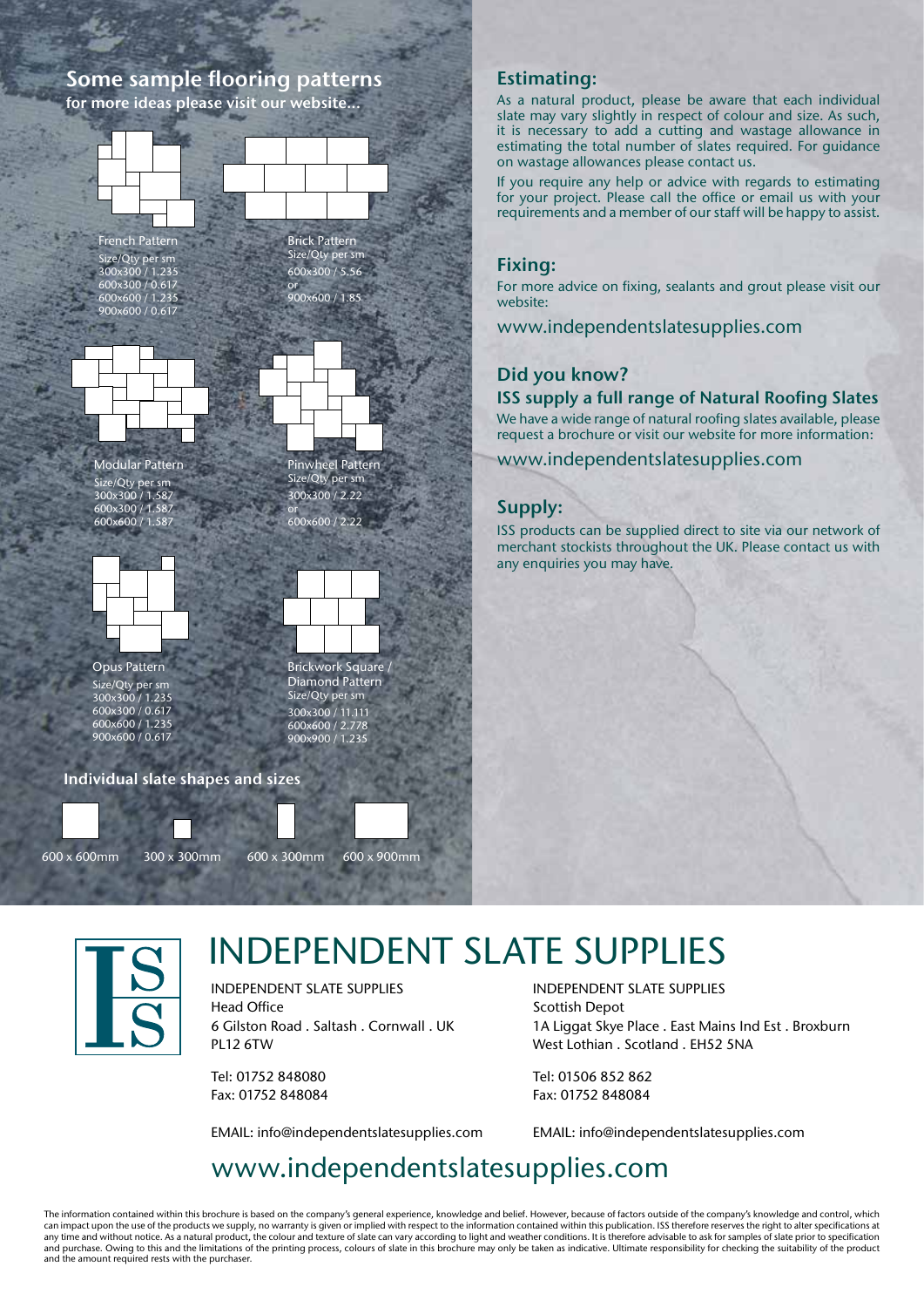## Some sample flooring patterns

**for more ideas please visit our website...**

French Pattern
Size/Qty per sm
300x300 / 1.235
600x300 / 0.617
600x600 / 1.235
900x600 / 0.617

Brick Pattern
Size/Qty per sm
600x300 / 5.56
or
900x600 / 1.85

Modular Pattern
Size/Qty per sm
300x300 / 1.587
600x300 / 1.587
600x600 / 1.587

Pinwheel Pattern
Size/Qty per sm
300x300 / 2.22
or
600x600 / 2.22

Opus Pattern
Size/Qty per sm
300x300 / 1.235
600x300 / 0.617
600x600 / 1.235
900x600 / 0.617

Brickwork Square / Diamond Pattern
Size/Qty per sm
300x300 / 11.111
600x600 / 2.778
900x900 / 1.235

### Individual slate shapes and sizes

600 x 600mm    300 x 300mm    600 x 300mm    600 x 900mm

## Estimating:

As a natural product, please be aware that each individual slate may vary slightly in respect of colour and size. As such, it is necessary to add a cutting and wastage allowance in estimating the total number of slates required. For guidance on wastage allowances please contact us.

If you require any help or advice with regards to estimating for your project. Please call the office or email us with your requirements and a member of our staff will be happy to assist.

## Fixing:

For more advice on fixing, sealants and grout please visit our website:

www.independentslatesupplies.com

## Did you know?

### ISS supply a full range of Natural Roofing Slates

We have a wide range of natural roofing slates available, please request a brochure or visit our website for more information:

www.independentslatesupplies.com

## Supply:

ISS products can be supplied direct to site via our network of merchant stockists throughout the UK. Please contact us with any enquiries you may have.

# INDEPENDENT SLATE SUPPLIES

INDEPENDENT SLATE SUPPLIES
Head Office
6 Gilston Road . Saltash . Cornwall . UK
PL12 6TW

Tel: 01752 848080
Fax: 01752 848084

EMAIL: info@independentslatesupplies.com

INDEPENDENT SLATE SUPPLIES
Scottish Depot
1A Liggat Skye Place . East Mains Ind Est . Broxburn
West Lothian . Scotland . EH52 5NA

Tel: 01506 852 862
Fax: 01752 848084

EMAIL: info@independentslatesupplies.com

## www.independentslatesupplies.com

The information contained within this brochure is based on the company's general experience, knowledge and belief. However, because of factors outside of the company's knowledge and control, which can impact upon the use of the products we supply, no warranty is given or implied with respect to the information contained within this publication. ISS therefore reserves the right to alter specifications at any time and without notice. As a natural product, the colour and texture of slate can vary according to light and weather conditions. It is therefore advisable to ask for samples of slate prior to specification and purchase. Owing to this and the limitations of the printing process, colours of slate in this brochure may only be taken as indicative. Ultimate responsibility for checking the suitability of the product and the amount required rests with the purchaser.